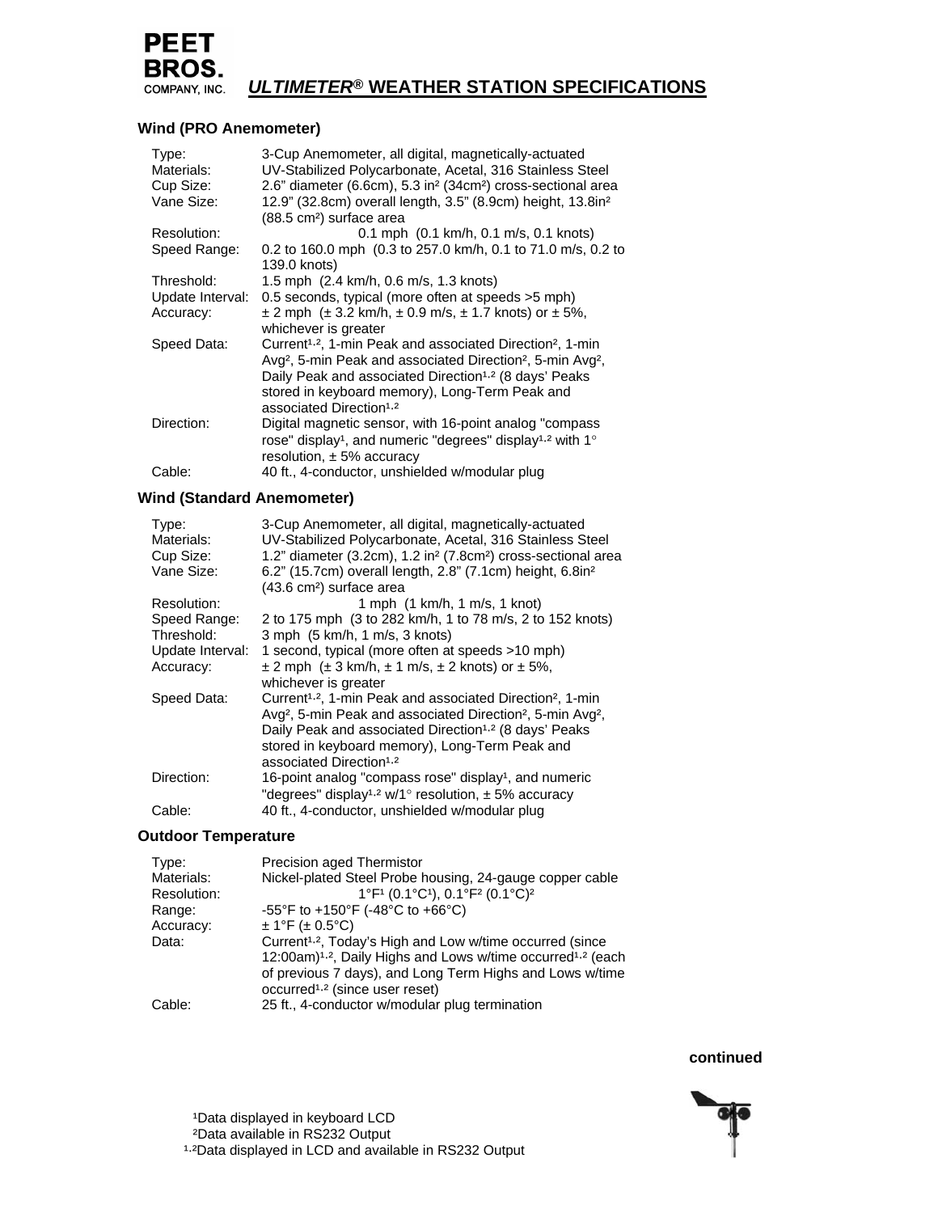PEET BROS. COMPANY, INC.

# *ULTIMETER®* WEATHER STATION SPECIFICATIONS

### Wind (PRO Anemometer)

| | |
|---|---|
| Type: | 3-Cup Anemometer, all digital, magnetically-actuated |
| Materials: | UV-Stabilized Polycarbonate, Acetal, 316 Stainless Steel |
| Cup Size: | 2.6" diameter (6.6cm), 5.3 in² (34cm²) cross-sectional area |
| Vane Size: | 12.9" (32.8cm) overall length, 3.5" (8.9cm) height, 13.8in² (88.5 cm²) surface area |
| Resolution: | 0.1 mph (0.1 km/h, 0.1 m/s, 0.1 knots) |
| Speed Range: | 0.2 to 160.0 mph (0.3 to 257.0 km/h, 0.1 to 71.0 m/s, 0.2 to 139.0 knots) |
| Threshold: | 1.5 mph (2.4 km/h, 0.6 m/s, 1.3 knots) |
| Update Interval: | 0.5 seconds, typical (more often at speeds >5 mph) |
| Accuracy: | ± 2 mph (± 3.2 km/h, ± 0.9 m/s, ± 1.7 knots) or ± 5%, whichever is greater |
| Speed Data: | Current[1,2], 1-min Peak and associated Direction[2], 1-min Avg[2], 5-min Peak and associated Direction[2], 5-min Avg[2], Daily Peak and associated Direction[1,2] (8 days' Peaks stored in keyboard memory), Long-Term Peak and associated Direction[1,2] |
| Direction: | Digital magnetic sensor, with 16-point analog "compass rose" display[1], and numeric "degrees" display[1,2] with 1° resolution, ± 5% accuracy |
| Cable: | 40 ft., 4-conductor, unshielded w/modular plug |

### Wind (Standard Anemometer)

| | |
|---|---|
| Type: | 3-Cup Anemometer, all digital, magnetically-actuated |
| Materials: | UV-Stabilized Polycarbonate, Acetal, 316 Stainless Steel |
| Cup Size: | 1.2" diameter (3.2cm), 1.2 in² (7.8cm²) cross-sectional area |
| Vane Size: | 6.2" (15.7cm) overall length, 2.8" (7.1cm) height, 6.8in² (43.6 cm²) surface area |
| Resolution: | 1 mph (1 km/h, 1 m/s, 1 knot) |
| Speed Range: | 2 to 175 mph (3 to 282 km/h, 1 to 78 m/s, 2 to 152 knots) |
| Threshold: | 3 mph (5 km/h, 1 m/s, 3 knots) |
| Update Interval: | 1 second, typical (more often at speeds >10 mph) |
| Accuracy: | ± 2 mph (± 3 km/h, ± 1 m/s, ± 2 knots) or ± 5%, whichever is greater |
| Speed Data: | Current[1,2], 1-min Peak and associated Direction[2], 1-min Avg[2], 5-min Peak and associated Direction[2], 5-min Avg[2], Daily Peak and associated Direction[1,2] (8 days' Peaks stored in keyboard memory), Long-Term Peak and associated Direction[1,2] |
| Direction: | 16-point analog "compass rose" display[1], and numeric "degrees" display[1,2] w/1° resolution, ± 5% accuracy |
| Cable: | 40 ft., 4-conductor, unshielded w/modular plug |

### Outdoor Temperature

| | |
|---|---|
| Type: | Precision aged Thermistor |
| Materials: | Nickel-plated Steel Probe housing, 24-gauge copper cable |
| Resolution: | 1°F[1] (0.1°C[1]), 0.1°F[2] (0.1°C)[2] |
| Range: | -55°F to +150°F (-48°C to +66°C) |
| Accuracy: | ± 1°F (± 0.5°C) |
| Data: | Current[1,2], Today's High and Low w/time occurred (since 12:00am)[1,2], Daily Highs and Lows w/time occurred[1,2] (each of previous 7 days), and Long Term Highs and Lows w/time occurred[1,2] (since user reset) |
| Cable: | 25 ft., 4-conductor w/modular plug termination |

**continued**

[1]Data displayed in keyboard LCD
[2]Data available in RS232 Output
[1,2]Data displayed in LCD and available in RS232 Output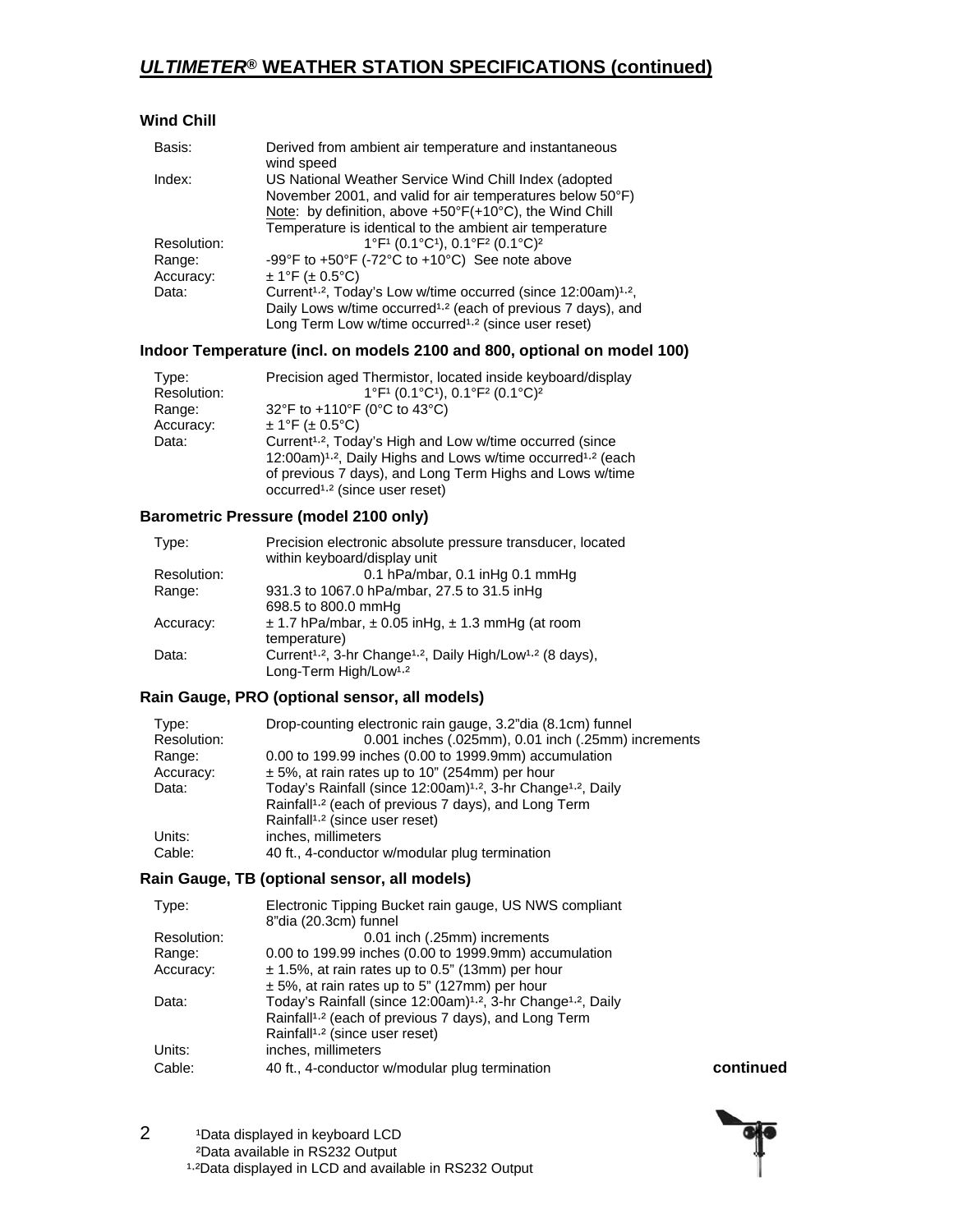## *ULTIMETER®* WEATHER STATION SPECIFICATIONS (continued)

### Wind Chill

| | |
|---|---|
| Basis: | Derived from ambient air temperature and instantaneous wind speed |
| Index: | US National Weather Service Wind Chill Index (adopted November 2001, and valid for air temperatures below 50°F) Note: by definition, above +50°F(+10°C), the Wind Chill Temperature is identical to the ambient air temperature |
| Resolution: | 1°F[1] (0.1°C[1]), 0.1°F[2] (0.1°C)[2] |
| Range: | -99°F to +50°F (-72°C to +10°C) See note above |
| Accuracy: | ± 1°F (± 0.5°C) |
| Data: | Current[1,2], Today's Low w/time occurred (since 12:00am)[1,2], Daily Lows w/time occurred[1,2] (each of previous 7 days), and Long Term Low w/time occurred[1,2] (since user reset) |

### Indoor Temperature (incl. on models 2100 and 800, optional on model 100)

| | |
|---|---|
| Type: | Precision aged Thermistor, located inside keyboard/display |
| Resolution: | 1°F[1] (0.1°C[1]), 0.1°F[2] (0.1°C)[2] |
| Range: | 32°F to +110°F (0°C to 43°C) |
| Accuracy: | ± 1°F (± 0.5°C) |
| Data: | Current[1,2], Today's High and Low w/time occurred (since 12:00am)[1,2], Daily Highs and Lows w/time occurred[1,2] (each of previous 7 days), and Long Term Highs and Lows w/time occurred[1,2] (since user reset) |

### Barometric Pressure (model 2100 only)

| | |
|---|---|
| Type: | Precision electronic absolute pressure transducer, located within keyboard/display unit |
| Resolution: | 0.1 hPa/mbar, 0.1 inHg 0.1 mmHg |
| Range: | 931.3 to 1067.0 hPa/mbar, 27.5 to 31.5 inHg 698.5 to 800.0 mmHg |
| Accuracy: | ± 1.7 hPa/mbar, ± 0.05 inHg, ± 1.3 mmHg (at room temperature) |
| Data: | Current[1,2], 3-hr Change[1,2], Daily High/Low[1,2] (8 days), Long-Term High/Low[1,2] |

### Rain Gauge, PRO (optional sensor, all models)

| | |
|---|---|
| Type: | Drop-counting electronic rain gauge, 3.2"dia (8.1cm) funnel |
| Resolution: | 0.001 inches (.025mm), 0.01 inch (.25mm) increments |
| Range: | 0.00 to 199.99 inches (0.00 to 1999.9mm) accumulation |
| Accuracy: | ± 5%, at rain rates up to 10" (254mm) per hour |
| Data: | Today's Rainfall (since 12:00am)[1,2], 3-hr Change[1,2], Daily Rainfall[1,2] (each of previous 7 days), and Long Term Rainfall[1,2] (since user reset) |
| Units: | inches, millimeters |
| Cable: | 40 ft., 4-conductor w/modular plug termination |

### Rain Gauge, TB (optional sensor, all models)

| | |
|---|---|
| Type: | Electronic Tipping Bucket rain gauge, US NWS compliant 8"dia (20.3cm) funnel |
| Resolution: | 0.01 inch (.25mm) increments |
| Range: | 0.00 to 199.99 inches (0.00 to 1999.9mm) accumulation |
| Accuracy: | ± 1.5%, at rain rates up to 0.5" (13mm) per hour ± 5%, at rain rates up to 5" (127mm) per hour |
| Data: | Today's Rainfall (since 12:00am)[1,2], 3-hr Change[1,2], Daily Rainfall[1,2] (each of previous 7 days), and Long Term Rainfall[1,2] (since user reset) |
| Units: | inches, millimeters |
| Cable: | 40 ft., 4-conductor w/modular plug termination |

**continued**

[1]Data displayed in keyboard LCD
[2]Data available in RS232 Output
[1,2]Data displayed in LCD and available in RS232 Output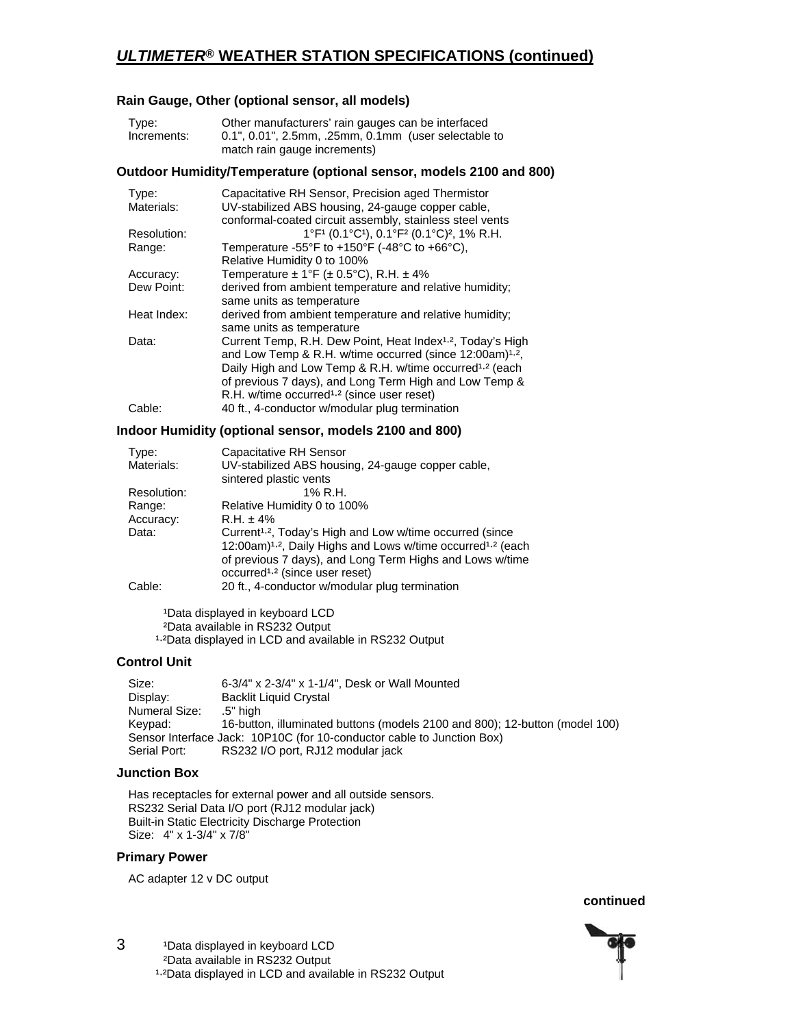## *ULTIMETER*® WEATHER STATION SPECIFICATIONS (continued)

### Rain Gauge, Other (optional sensor, all models)

| | |
|---|---|
| Type: | Other manufacturers' rain gauges can be interfaced |
| Increments: | 0.1", 0.01", 2.5mm, .25mm, 0.1mm (user selectable to match rain gauge increments) |

### Outdoor Humidity/Temperature (optional sensor, models 2100 and 800)

| | |
|---|---|
| Type: | Capacitative RH Sensor, Precision aged Thermistor |
| Materials: | UV-stabilized ABS housing, 24-gauge copper cable, conformal-coated circuit assembly, stainless steel vents |
| Resolution: | 1°F[1] (0.1°C[1]), 0.1°F[2] (0.1°C)[2], 1% R.H. |
| Range: | Temperature -55°F to +150°F (-48°C to +66°C), Relative Humidity 0 to 100% |
| Accuracy: | Temperature ± 1°F (± 0.5°C), R.H. ± 4% |
| Dew Point: | derived from ambient temperature and relative humidity; same units as temperature |
| Heat Index: | derived from ambient temperature and relative humidity; same units as temperature |
| Data: | Current Temp, R.H. Dew Point, Heat Index[1,2], Today's High and Low Temp & R.H. w/time occurred (since 12:00am)[1,2], Daily High and Low Temp & R.H. w/time occurred[1,2] (each of previous 7 days), and Long Term High and Low Temp & R.H. w/time occurred[1,2] (since user reset) |
| Cable: | 40 ft., 4-conductor w/modular plug termination |

### Indoor Humidity (optional sensor, models 2100 and 800)

| | |
|---|---|
| Type: | Capacitative RH Sensor |
| Materials: | UV-stabilized ABS housing, 24-gauge copper cable, sintered plastic vents |
| Resolution: | 1% R.H. |
| Range: | Relative Humidity 0 to 100% |
| Accuracy: | R.H. ± 4% |
| Data: | Current[1,2], Today's High and Low w/time occurred (since 12:00am)[1,2], Daily Highs and Lows w/time occurred[1,2] (each of previous 7 days), and Long Term Highs and Lows w/time occurred[1,2] (since user reset) |
| Cable: | 20 ft., 4-conductor w/modular plug termination |

[1]Data displayed in keyboard LCD
[2]Data available in RS232 Output
[1,2]Data displayed in LCD and available in RS232 Output

### Control Unit

| | |
|---|---|
| Size: | 6-3/4" x 2-3/4" x 1-1/4", Desk or Wall Mounted |
| Display: | Backlit Liquid Crystal |
| Numeral Size: | .5" high |
| Keypad: | 16-button, illuminated buttons (models 2100 and 800); 12-button (model 100) |
| Sensor Interface Jack: | 10P10C (for 10-conductor cable to Junction Box) |
| Serial Port: | RS232 I/O port, RJ12 modular jack |

### Junction Box

Has receptacles for external power and all outside sensors.
RS232 Serial Data I/O port (RJ12 modular jack)
Built-in Static Electricity Discharge Protection
Size: 4" x 1-3/4" x 7/8"

### Primary Power

AC adapter 12 v DC output

**continued**

[1]Data displayed in keyboard LCD
[2]Data available in RS232 Output
[1,2]Data displayed in LCD and available in RS232 Output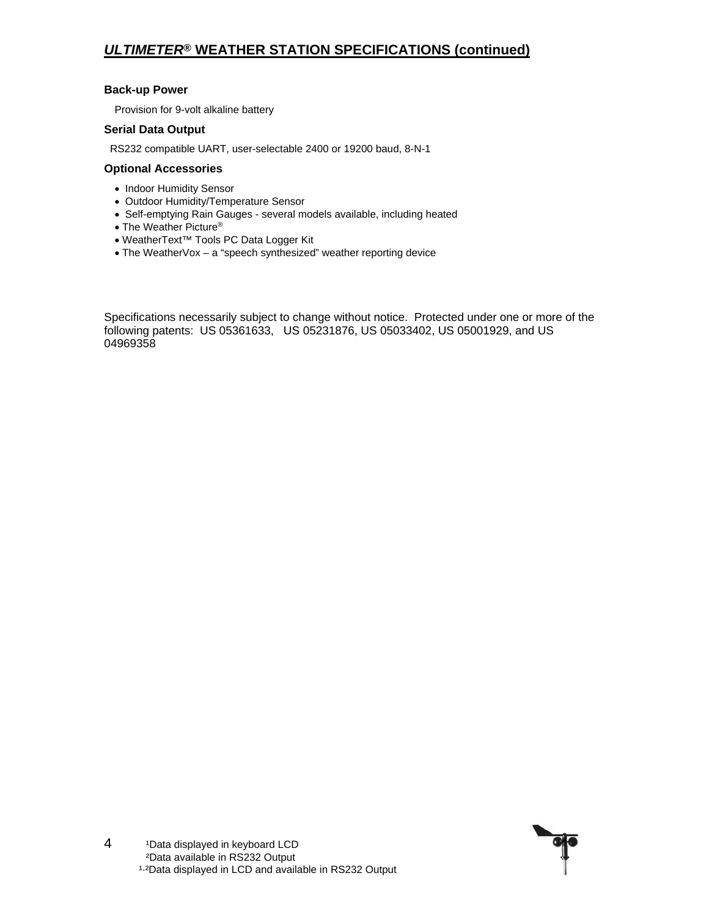## *ULTIMETER®* WEATHER STATION SPECIFICATIONS (continued)

**Back-up Power**

Provision for 9-volt alkaline battery

**Serial Data Output**

RS232 compatible UART, user-selectable 2400 or 19200 baud, 8-N-1

**Optional Accessories**

- Indoor Humidity Sensor
- Outdoor Humidity/Temperature Sensor
- Self-emptying Rain Gauges - several models available, including heated
- The Weather Picture®
- WeatherText™ Tools PC Data Logger Kit
- The WeatherVox – a "speech synthesized" weather reporting device

Specifications necessarily subject to change without notice. Protected under one or more of the following patents: US 05361633, US 05231876, US 05033402, US 05001929, and US 04969358

[1]Data displayed in keyboard LCD
[2]Data available in RS232 Output
[1,2]Data displayed in LCD and available in RS232 Output